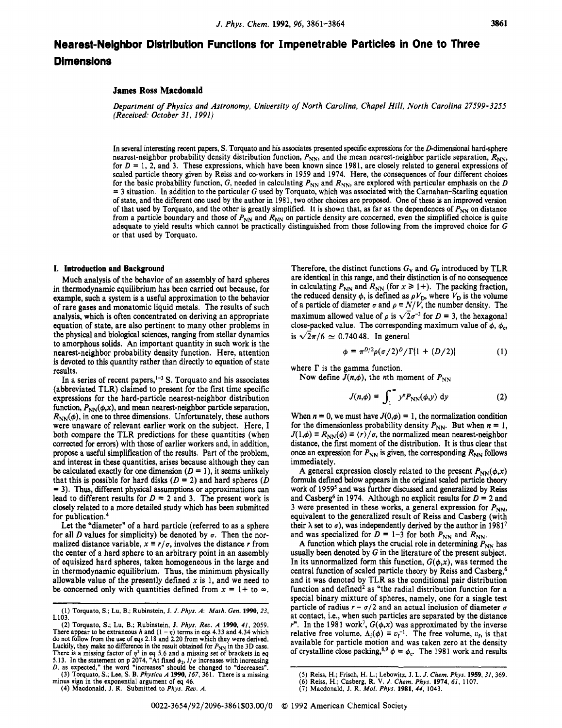# Nearest-Neighbor Distribution Functions for Impenetrable Particles in One to Three Dimensions

**James Ross Macdonald**

*Department of Physics and Astronomy, University of North Carolina, Chapel Hill, North Carolina 27599-3255 (Received: October 31, 1991)*

In several interesting recent papers, S. Torquato and his associates presented specific expressions for the $D$-dimensional hard-sphere nearest-neighbor probability density distribution function, $P_{NN}$, and the mean nearest-neighbor particle separation, $R_{NN}$, for $D$ = 1, 2, and 3. These expressions, which have been known since 1981, are closely related to general expressions of scaled particle theory given by Reiss and co-workers in 1959 and 1974. Here, the consequences of four different choices for the basic probability function, $G$, needed in calculating $P_{NN}$ and $R_{NN}$, are explored with particular emphasis on the $D$ = 3 situation. In addition to the particular $G$ used by Torquato, which was associated with the Carnahan–Starling equation of state, and the different one used by the author in 1981, two other choices are proposed. One of these is an improved version of that used by Torquato, and the other is greatly simplified. It is shown that, as far as the dependences of $P_{NN}$ on distance from a particle boundary and those of $P_{NN}$ and $R_{NN}$ on particle density are concerned, even the simplified choice is quite adequate to yield results which cannot be practically distinguished from those following from the improved choice for $G$ or that used by Torquato.

## I. Introduction and Background

Much analysis of the behavior of an assembly of hard spheres in thermodynamic equilibrium has been carried out because, for example, such a system is a useful approximation to the behavior of rare gases and monatomic liquid metals. The results of such analysis, which is often concentrated on deriving an appropriate equation of state, are also pertinent to many other problems in the physical and biological sciences, ranging from stellar dynamics to amorphous solids. An important quantity in such work is the nearest-neighbor probability density function. Here, attention is devoted to this quantity rather than directly to equation of state results.

In a series of recent papers,[1-3] S. Torquato and his associates (abbreviated TLR) claimed to present for the first time specific expressions for the hard-particle nearest-neighbor distribution function, $P_{NN}(\phi,x)$, and mean nearest-neighbor particle separation, $R_{NN}(\phi)$, in one to three dimensions. Unfortunately, these authors were unaware of relevant earlier work on the subject. Here, I both compare the TLR predictions for these quantities (when corrected for errors) with those of earlier workers and, in addition, propose a useful simplification of the results. Part of the problem, and interest in these quantities, arises because although they can be calculated exactly for one dimension ($D$ = 1), it seems unlikely that this is possible for hard disks ($D$ = 2) and hard spheres ($D$ = 3). Thus, different physical assumptions or approximations can lead to different results for $D$ = 2 and 3. The present work is closely related to a more detailed study which has been submitted for publication.[4]

Let the "diameter" of a hard particle (referred to as a sphere for all $D$ values for simplicity) be denoted by $\sigma$. Then the normalized distance variable, $x \equiv r/\sigma$, involves the distance $r$ from the center of a hard sphere to an arbitrary point in an assembly of equisized hard spheres, taken homogeneous in the large and in thermodynamic equilibrium. Thus, the minimum physically allowable value of the presently defined $x$ is 1, and we need to be concerned only with quantities defined from $x$ = 1+ to ∞. Therefore, the distinct functions $G_V$ and $G_P$ introduced by TLR are identical in this range, and their distinction is of no consequence in calculating $P_{NN}$ and $R_{NN}$ (for $x \geq 1+$). The packing fraction, the reduced density $\phi$, is defined as $\rho V_D$, where $V_D$ is the volume of a particle of diameter $\sigma$ and $\rho \equiv N/V$, the number density. The maximum allowed value of $\rho$ is $\sqrt{2}\sigma^{-3}$ for $D$ = 3, the hexagonal close-packed value. The corresponding maximum value of $\phi$, $\phi_c$, is $\sqrt{2}\pi/6 \simeq 0.74048$. In general

$$\phi = \pi^{D/2}\rho(\sigma/2)^D/\Gamma\{1 + (D/2)\} \tag{1}$$

where $\Gamma$ is the gamma function.

Now define $J(n,\phi)$, the $n$th moment of $P_{NN}$

$$J(n,\phi) \equiv \int_1^\infty y^n P_{NN}(\phi,y)\, dy \tag{2}$$

When $n$ = 0, we must have $J(0,\phi)$ = 1, the normalization condition for the dimensionless probability density $P_{NN}$. But when $n$ = 1, $J(1,\phi) \equiv R_{NN}(\phi) \equiv \langle r\rangle/\sigma$, the normalized mean nearest-neighbor distance, the first moment of the distribution. It is thus clear that once an expression for $P_{NN}$ is given, the corresponding $R_{NN}$ follows immediately.

A general expression closely related to the present $P_{NN}(\phi,x)$ formula defined below appears in the original scaled particle theory work of 1959[5] and was further discussed and generalized by Reiss and Casberg[6] in 1974. Although no explicit results for $D$ = 2 and 3 were presented in these works, a general expression for $P_{NN}$, equivalent to the generalized result of Reiss and Casberg (with their $\lambda$ set to $\sigma$), was independently derived by the author in 1981[7] and was specialized for $D$ = 1–3 for both $P_{NN}$ and $R_{NN}$.

A function which plays the crucial role in determining $P_{NN}$ has usually been denoted by $G$ in the literature of the present subject. In its unnormalized form this function, $G(\phi,x)$, was termed the central function of scaled particle theory by Reiss and Casberg,[6] and it was denoted by TLR as the conditional pair distribution function and defined[2] as "the radial distribution function for a special binary mixture of spheres, namely, one for a single test particle of radius $r - \sigma/2$ and an actual inclusion of diameter $\sigma$ at contact, i.e., when such particles are separated by the distance $r$". In the 1981 work[7], $G(\phi,x)$ was approximated by the inverse relative free volume, $\Lambda_f(\phi) \equiv v_f^{-1}$. The free volume, $v_f$, is that available for particle motion and was taken zero at the density of crystalline close packing,[8,9] $\phi = \phi_c$. The 1981 work and results

(1) Torquato, S.; Lu, B.; Rubinstein, J. *J. Phys. A: Math. Gen.* **1990**, *23*, L103.

(2) Torquato, S.; Lu, B.; Rubinstein, J. *Phys. Rev. A* **1990**, *41*, 2059. There appear to be extraneous $h$ and $(1 - \eta)$ terms in eqs 4.33 and 4.34 which do not follow from the use of eqs 2.18 and 2.20 from which they were derived. Luckily, they make no difference in the result obtained for $P_{NN}$ in the 3D case. There is a missing factor of $\eta^2$ in eq 5.6 and a missing set of brackets in eq 5.13. In the statement on p 2074, "At fixed $\phi_2$, $l/\sigma$ increases with increasing $D$, as expected," the word "increases" should be changed to "decreases".

(3) Torquato, S.; Lee, S. B. *Physica A* **1990**, *167*, 361. There is a missing minus sign in the exponential argument of eq 46.

(4) Macdonald, J. R. Submitted to *Phys. Rev. A*.

(5) Reiss, H.; Frisch, H. L.; Lebowitz, J. L. *J. Chem. Phys.* **1959**, *31*, 369.

(6) Reiss, H.; Casberg, R. V. *J. Chem. Phys.* **1974**, *61*, 1107.

(7) Macdonald, J. R. *Mol. Phys.* **1981**, *44*, 1043.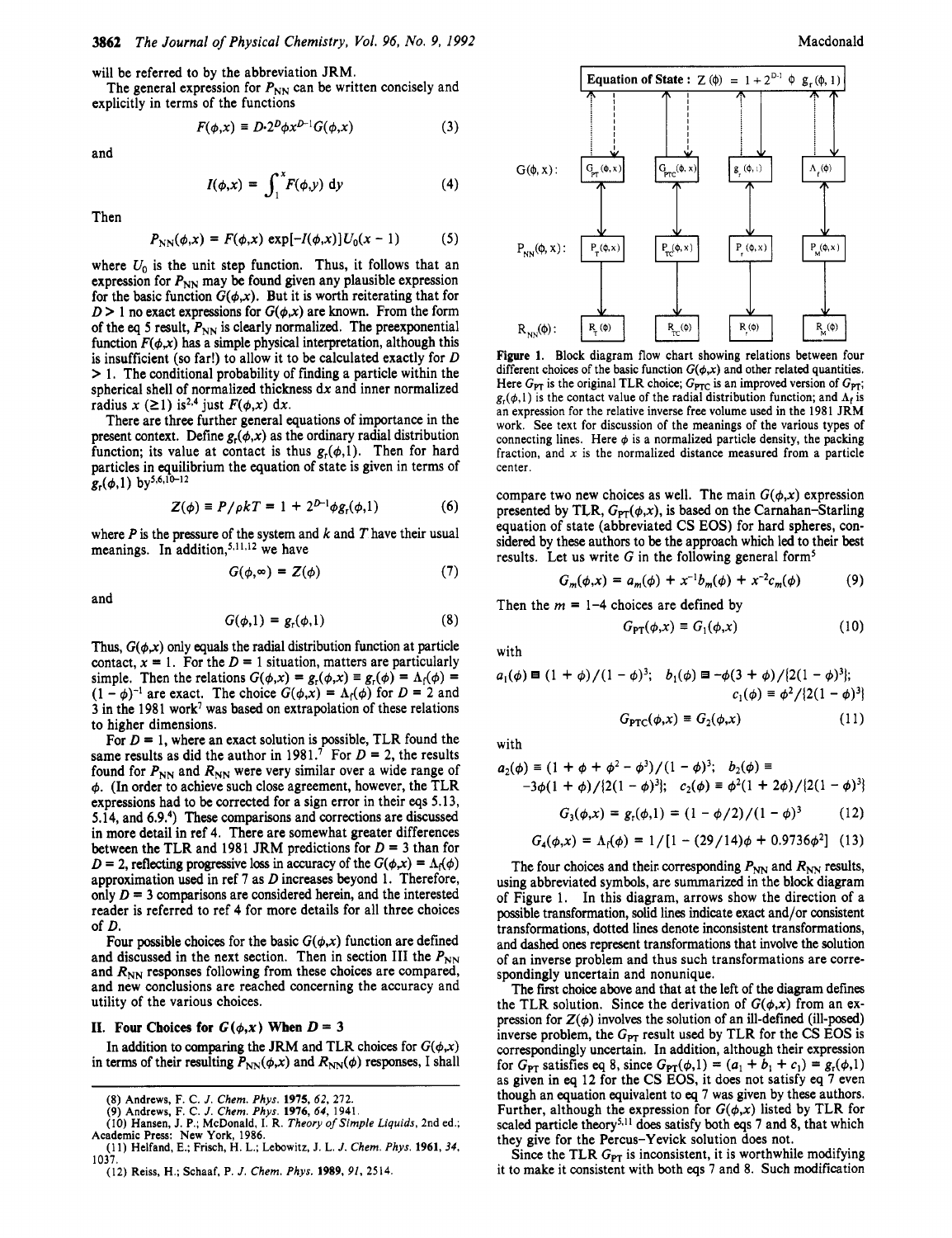will be referred to by the abbreviation JRM.

The general expression for $P_{NN}$ can be written concisely and explicitly in terms of the functions

$$F(\phi,x) \equiv D \cdot 2^D \phi x^{D-1} G(\phi,x) \tag{3}$$

and

$$I(\phi,x) = \int_1^x F(\phi,y)\, dy \tag{4}$$

Then

$$P_{NN}(\phi,x) = F(\phi,x) \exp[-I(\phi,x)] U_0(x-1) \tag{5}$$

where $U_0$ is the unit step function. Thus, it follows that an expression for $P_{NN}$ may be found given any plausible expression for the basic function $G(\phi,x)$. But it is worth reiterating that for $D > 1$ no exact expressions for $G(\phi,x)$ are known. From the form of the eq 5 result, $P_{NN}$ is clearly normalized. The preexponential function $F(\phi,x)$ has a simple physical interpretation, although this is insufficient (so far!) to allow it to be calculated exactly for $D > 1$. The conditional probability of finding a particle within the spherical shell of normalized thickness $dx$ and inner normalized radius $x$ ($\geq 1$) is[2,4] just $F(\phi,x)\, dx$.

There are three further general equations of importance in the present context. Define $g_r(\phi,x)$ as the ordinary radial distribution function; its value at contact is thus $g_r(\phi,1)$. Then for hard particles in equilibrium the equation of state is given in terms of $g_r(\phi,1)$ by[5,6,10-12]

$$Z(\phi) \equiv P/\rho kT = 1 + 2^{D-1}\phi g_r(\phi,1) \tag{6}$$

where $P$ is the pressure of the system and $k$ and $T$ have their usual meanings. In addition,[5,11,12] we have

$$G(\phi,\infty) = Z(\phi) \tag{7}$$

and

$$G(\phi,1) = g_r(\phi,1) \tag{8}$$

Thus, $G(\phi,x)$ only equals the radial distribution function at particle contact, $x = 1$. For the $D = 1$ situation, matters are particularly simple. Then the relations $G(\phi,x) = g_r(\phi,x) \equiv g_r(\phi) = \Lambda_f(\phi) = (1-\phi)^{-1}$ are exact. The choice $G(\phi,x) = \Lambda_f(\phi)$ for $D = 2$ and 3 in the 1981 work[7] was based on extrapolation of these relations to higher dimensions.

For $D = 1$, where an exact solution is possible, TLR found the same results as did the author in 1981.[7] For $D = 2$, the results found for $P_{NN}$ and $R_{NN}$ were very similar over a wide range of $\phi$. (In order to achieve such close agreement, however, the TLR expressions had to be corrected for a sign error in their eqs 5.13, 5.14, and 6.9.[4]) These comparisons and corrections are discussed in more detail in ref 4. There are somewhat greater differences between the TLR and 1981 JRM predictions for $D = 3$ than for $D = 2$, reflecting progressive loss in accuracy of the $G(\phi,x) = \Lambda_f(\phi)$ approximation used in ref 7 as $D$ increases beyond 1. Therefore, only $D = 3$ comparisons are considered herein, and the interested reader is referred to ref 4 for more details for all three choices of $D$.

Four possible choices for the basic $G(\phi,x)$ function are defined and discussed in the next section. Then in section III the $P_{NN}$ and $R_{NN}$ responses following from these choices are compared, and new conclusions are reached concerning the accuracy and utility of the various choices.

## II. Four Choices for $G(\phi,x)$ When $D = 3$

In addition to comparing the JRM and TLR choices for $G(\phi,x)$ in terms of their resulting $P_{NN}(\phi,x)$ and $R_{NN}(\phi)$ responses, I shall compare two new choices as well. The main $G(\phi,x)$ expression presented by TLR, $G_{PT}(\phi,x)$, is based on the Carnahan–Starling equation of state (abbreviated CS EOS) for hard spheres, considered by these authors to be the approach which led to their best results. Let us write $G$ in the following general form[5]

$$G_m(\phi,x) = a_m(\phi) + x^{-1}b_m(\phi) + x^{-2}c_m(\phi) \tag{9}$$

Then the $m = 1$–4 choices are defined by

$$G_{PT}(\phi,x) \equiv G_1(\phi,x) \tag{10}$$

with

$$a_1(\phi) \equiv (1+\phi)/(1-\phi)^3; \quad b_1(\phi) \equiv -\phi(3+\phi)/\{2(1-\phi)^3\}; \quad c_1(\phi) \equiv \phi^2/\{2(1-\phi)^3\}$$

$$G_{PTC}(\phi,x) \equiv G_2(\phi,x) \tag{11}$$

with

$$a_2(\phi) \equiv (1+\phi+\phi^2-\phi^3)/(1-\phi)^3; \quad b_2(\phi) \equiv -3\phi(1+\phi)/\{2(1-\phi)^3\}; \quad c_2(\phi) \equiv \phi^2(1+2\phi)/\{2(1-\phi)^3\}$$

$$G_3(\phi,x) = g_r(\phi,1) = (1-\phi/2)/(1-\phi)^3 \tag{12}$$

$$G_4(\phi,x) = \Lambda_f(\phi) = 1/[1 - (29/14)\phi + 0.9736\phi^2] \tag{13}$$

The four choices and their corresponding $P_{NN}$ and $R_{NN}$ results, using abbreviated symbols, are summarized in the block diagram of Figure 1. In this diagram, arrows show the direction of a possible transformation, solid lines indicate exact and/or consistent transformations, dotted lines denote inconsistent transformations, and dashed ones represent transformations that involve the solution of an inverse problem and thus such transformations are correspondingly uncertain and nonunique.

The first choice above and that at the left of the diagram defines the TLR solution. Since the derivation of $G(\phi,x)$ from an expression for $Z(\phi)$ involves the solution of an ill-defined (ill-posed) inverse problem, the $G_{PT}$ result used by TLR for the CS EOS is correspondingly uncertain. In addition, although their expression for $G_{PT}$ satisfies eq 8, since $G_{PT}(\phi,1) = (a_1 + b_1 + c_1) = g_r(\phi,1)$ as given in eq 12 for the CS EOS, it does not satisfy eq 7 even though an equation equivalent to eq 7 was given by these authors. Further, although the expression for $G(\phi,x)$ listed by TLR for scaled particle theory[5,11] does satisfy both eqs 7 and 8, that which they give for the Percus–Yevick solution does not.

Since the TLR $G_{PT}$ is inconsistent, it is worthwhile modifying it to make it consistent with both eqs 7 and 8. Such modification

Equation of State: $Z(\phi) = 1 + 2^{D-1}\phi\, g_r(\phi,1)$

$G(\phi,x)$: $G_{PT}(\phi,x)$, $G_{PTC}(\phi,x)$, $g_r(\phi,1)$, $\Lambda_f(\phi)$

$P_{NN}(\phi,x)$: $P_T(\phi,x)$, $P_{TC}(\phi,x)$, $P_r(\phi,x)$, $P_M(\phi,x)$

$R_{NN}(\phi)$: $R_T(\phi)$, $R_{TC}(\phi)$, $R_r(\phi)$, $R_M(\phi)$

**Figure 1.** Block diagram flow chart showing relations between four different choices of the basic function $G(\phi,x)$ and other related quantities. Here $G_{PT}$ is the original TLR choice; $G_{PTC}$ is an improved version of $G_{PT}$; $g_r(\phi,1)$ is the contact value of the radial distribution function; and $\Lambda_f$ is an expression for the relative inverse free volume used in the 1981 JRM work. See text for discussion of the meanings of the various types of connecting lines. Here $\phi$ is a normalized particle density, the packing fraction, and $x$ is the normalized distance measured from a particle center.

(8) Andrews, F. C. *J. Chem. Phys.* **1975**, *62*, 272.
(9) Andrews, F. C. *J. Chem. Phys.* **1976**, *64*, 1941.
(10) Hansen, J. P.; McDonald, I. R. *Theory of Simple Liquids*, 2nd ed.; Academic Press: New York, 1986.
(11) Helfand, E.; Frisch, H. L.; Lebowitz, J. L. *J. Chem. Phys.* **1961**, *34*, 1037.
(12) Reiss, H.; Schaaf, P. *J. Chem. Phys.* **1989**, *91*, 2514.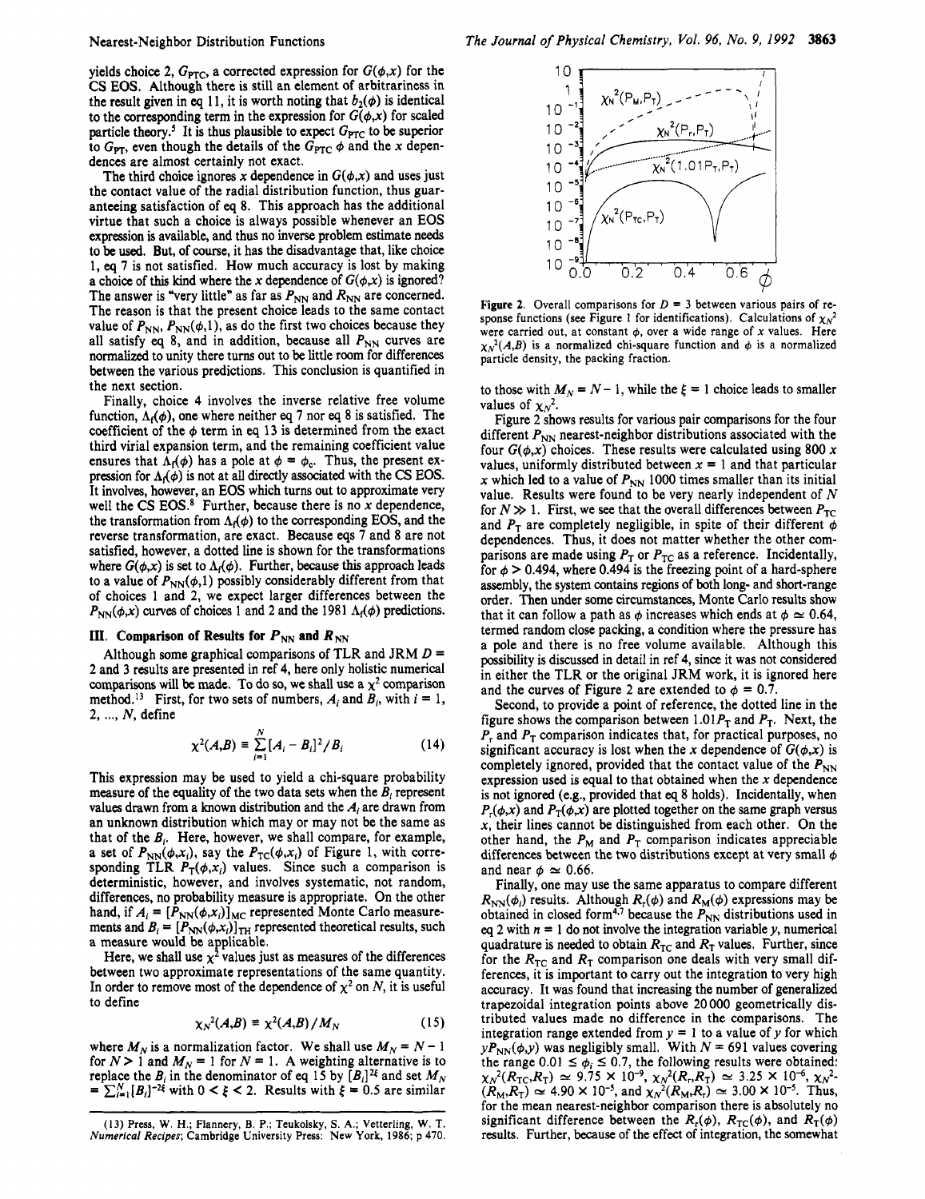yields choice 2, $G_{PTC}$, a corrected expression for $G(\phi,x)$ for the CS EOS. Although there is still an element of arbitrariness in the result given in eq 11, it is worth noting that $b_2(\phi)$ is identical to the corresponding term in the expression for $G(\phi,x)$ for scaled particle theory.[5] It is thus plausible to expect $G_{PTC}$ to be superior to $G_{PT}$, even though the details of the $G_{PTC}$ $\phi$ and the $x$ dependences are almost certainly not exact.

The third choice ignores $x$ dependence in $G(\phi,x)$ and uses just the contact value of the radial distribution function, thus guaranteeing satisfaction of eq 8. This approach has the additional virtue that such a choice is always possible whenever an EOS expression is available, and thus no inverse problem estimate needs to be used. But, of course, it has the disadvantage that, like choice 1, eq 7 is not satisfied. How much accuracy is lost by making a choice of this kind where the $x$ dependence of $G(\phi,x)$ is ignored? The answer is "very little" as far as $P_{NN}$ and $R_{NN}$ are concerned. The reason is that the present choice leads to the same contact value of $P_{NN}$, $P_{NN}(\phi,1)$, as do the first two choices because they all satisfy eq 8, and in addition, because all $P_{NN}$ curves are normalized to unity there turns out to be little room for differences between the various predictions. This conclusion is quantified in the next section.

Finally, choice 4 involves the inverse relative free volume function, $\Lambda_f(\phi)$, one where neither eq 7 nor eq 8 is satisfied. The coefficient of the $\phi$ term in eq 13 is determined from the exact third virial expansion term, and the remaining coefficient value ensures that $\Lambda_f(\phi)$ has a pole at $\phi = \phi_c$. Thus, the present expression for $\Lambda_f(\phi)$ is not at all directly associated with the CS EOS. It involves, however, an EOS which turns out to approximate very well the CS EOS.[8] Further, because there is no $x$ dependence, the transformation from $\Lambda_f(\phi)$ to the corresponding EOS, and the reverse transformation, are exact. Because eqs 7 and 8 are not satisfied, however, a dotted line is shown for the transformations where $G(\phi,x)$ is set to $\Lambda_f(\phi)$. Further, because this approach leads to a value of $P_{NN}(\phi,1)$ possibly considerably different from that of choices 1 and 2, we expect larger differences between the $P_{NN}(\phi,x)$ curves of choices 1 and 2 and the 1981 $\Lambda_f(\phi)$ predictions.

## III. Comparison of Results for $P_{NN}$ and $R_{NN}$

Although some graphical comparisons of TLR and JRM $D$ = 2 and 3 results are presented in ref 4, here only holistic numerical comparisons will be made. To do so, we shall use a $\chi^2$ comparison method.[13] First, for two sets of numbers, $A_i$ and $B_i$, with $i$ = 1, 2, ..., $N$, define

$$\chi^2(A,B) \equiv \sum_{i=1}^{N}[A_i - B_i]^2/B_i \tag{14}$$

This expression may be used to yield a chi-square probability measure of the equality of the two data sets when the $B_i$ represent values drawn from a known distribution and the $A_i$ are drawn from an unknown distribution which may or may not be the same as that of the $B_i$. Here, however, we shall compare, for example, a set of $P_{NN}(\phi,x_i)$, say the $P_{TC}(\phi,x_i)$ of Figure 1, with corresponding TLR $P_T(\phi,x_i)$ values. Since such a comparison is deterministic, however, and involves systematic, not random, differences, no probability measure is appropriate. On the other hand, if $A_i = [P_{NN}(\phi,x_i)]_{MC}$ represented Monte Carlo measurements and $B_i = [P_{NN}(\phi,x_i)]_{TH}$ represented theoretical results, such a measure would be applicable.

Here, we shall use $\chi^2$ values just as measures of the differences between two approximate representations of the same quantity. In order to remove most of the dependence of $\chi^2$ on $N$, it is useful to define

$$\chi_N^2(A,B) \equiv \chi^2(A,B)/M_N \tag{15}$$

where $M_N$ is a normalization factor. We shall use $M_N = N - 1$ for $N > 1$ and $M_N = 1$ for $N = 1$. A weighting alternative is to replace the $B_i$ in the denominator of eq 15 by $[B_i]^{2\xi}$ and set $M_N = \sum_{i=1}^{N}[B_i]^{-2\xi}$ with $0 < \xi < 2$. Results with $\xi = 0.5$ are similar to those with $M_N = N - 1$, while the $\xi = 1$ choice leads to smaller values of $\chi_N^2$.

Figure 2. Overall comparisons for $D$ = 3 between various pairs of response functions (see Figure 1 for identifications). Calculations of $\chi_N^2$ were carried out, at constant $\phi$, over a wide range of $x$ values. Here $\chi_N^2(A,B)$ is a normalized chi-square function and $\phi$ is a normalized particle density, the packing fraction.

Figure 2 shows results for various pair comparisons for the four different $P_{NN}$ nearest-neighbor distributions associated with the four $G(\phi,x)$ choices. These results were calculated using 800 $x$ values, uniformly distributed between $x$ = 1 and that particular $x$ which led to a value of $P_{NN}$ 1000 times smaller than its initial value. Results were found to be very nearly independent of $N$ for $N \gg 1$. First, we see that the overall differences between $P_{TC}$ and $P_T$ are completely negligible, in spite of their different $\phi$ dependences. Thus, it does not matter whether the other comparisons are made using $P_T$ or $P_{TC}$ as a reference. Incidentally, for $\phi > 0.494$, where 0.494 is the freezing point of a hard-sphere assembly, the system contains regions of both long- and short-range order. Then under some circumstances, Monte Carlo results show that it can follow a path as $\phi$ increases which ends at $\phi \simeq 0.64$, termed random close packing, a condition where the pressure has a pole and there is no free volume available. Although this possibility is discussed in detail in ref 4, since it was not considered in either the TLR or the original JRM work, it is ignored here and the curves of Figure 2 are extended to $\phi$ = 0.7.

Second, to provide a point of reference, the dotted line in the figure shows the comparison between $1.01P_T$ and $P_T$. Next, the $P_r$ and $P_T$ comparison indicates that, for practical purposes, no significant accuracy is lost when the $x$ dependence of $G(\phi,x)$ is completely ignored, provided that the contact value of the $P_{NN}$ expression used is equal to that obtained when the $x$ dependence is not ignored (e.g., provided that eq 8 holds). Incidentally, when $P_r(\phi,x)$ and $P_T(\phi,x)$ are plotted together on the same graph versus $x$, their lines cannot be distinguished from each other. On the other hand, the $P_M$ and $P_T$ comparison indicates appreciable differences between the two distributions except at very small $\phi$ and near $\phi \simeq 0.66$.

Finally, one may use the same apparatus to compare different $R_{NN}(\phi_i)$ results. Although $R_r(\phi)$ and $R_M(\phi)$ expressions may be obtained in closed form[4,7] because the $P_{NN}$ distributions used in eq 2 with $n$ = 1 do not involve the integration variable $y$, numerical quadrature is needed to obtain $R_{TC}$ and $R_T$ values. Further, since for the $R_{TC}$ and $R_T$ comparison one deals with very small differences, it is important to carry out the integration to very high accuracy. It was found that increasing the number of generalized trapezoidal integration points above 20 000 geometrically distributed values made no difference in the comparisons. The integration range extended from $y$ = 1 to a value of $y$ for which $yP_{NN}(\phi,y)$ was negligibly small. With $N$ = 691 values covering the range $0.01 \leq \phi_i \leq 0.7$, the following results were obtained: $\chi_N^2(R_{TC},R_T) \simeq 9.75 \times 10^{-9}$, $\chi_N^2(R_r,R_T) \simeq 3.25 \times 10^{-6}$, $\chi_N^2(R_M,R_T) \simeq 4.90 \times 10^{-5}$, and $\chi_N^2(R_M,R_r) \simeq 3.00 \times 10^{-5}$. Thus, for the mean nearest-neighbor comparison there is absolutely no significant difference between the $R_r(\phi)$, $R_{TC}(\phi)$, and $R_T(\phi)$ results. Further, because of the effect of integration, the somewhat

(13) Press, W. H.; Flannery, B. P.; Teukolsky, S. A.; Vetterling, W. T. *Numerical Recipes*; Cambridge University Press: New York, 1986; p 470.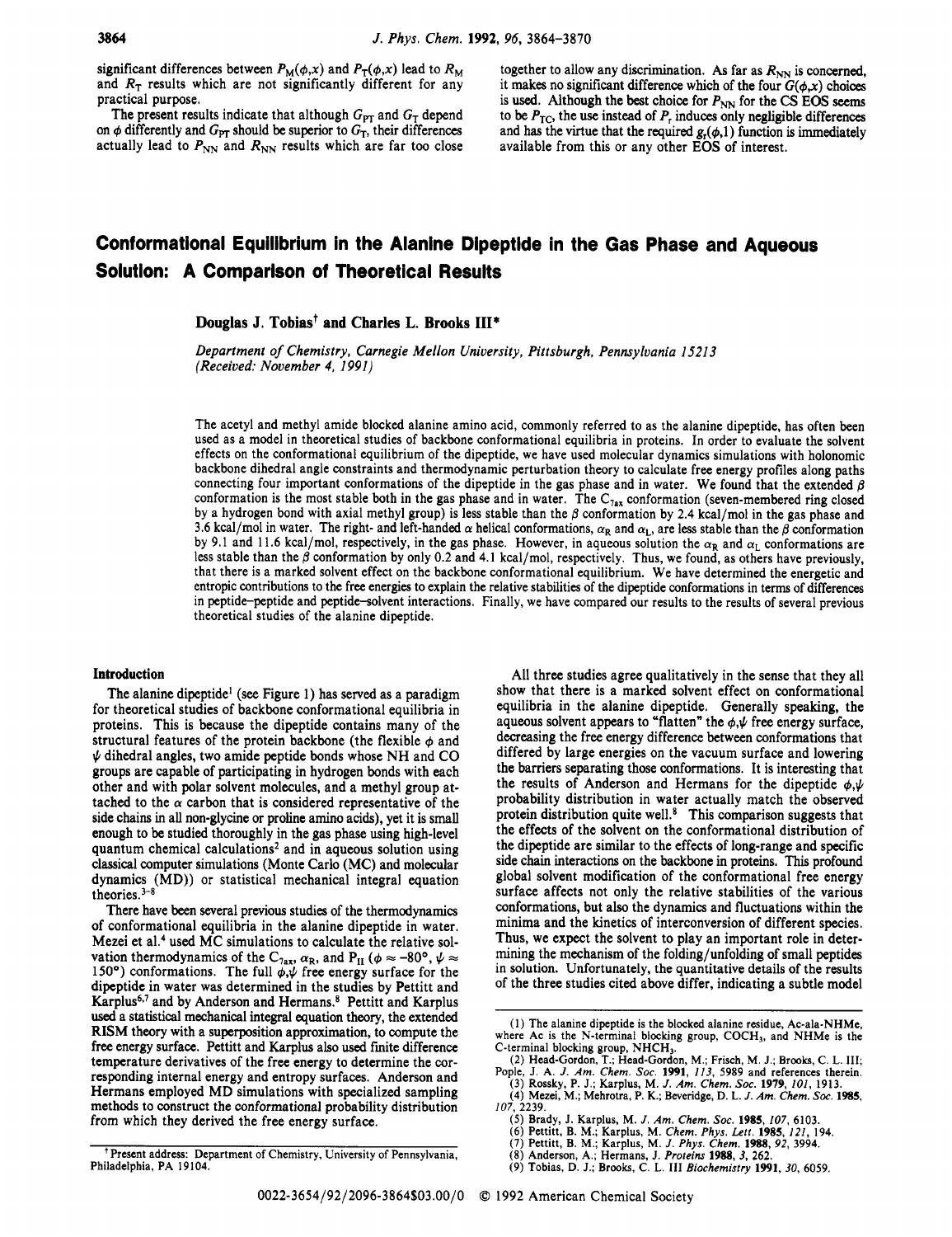significant differences between $P_M(\phi,x)$ and $P_T(\phi,x)$ lead to $R_M$ and $R_T$ results which are not significantly different for any practical purpose.

The present results indicate that although $G_{PT}$ and $G_T$ depend on $\phi$ differently and $G_{PT}$ should be superior to $G_T$, their differences actually lead to $P_{NN}$ and $R_{NN}$ results which are far too close together to allow any discrimination. As far as $R_{NN}$ is concerned, it makes no significant difference which of the four $G(\phi,x)$ choices is used. Although the best choice for $P_{NN}$ for the CS EOS seems to be $P_{TC}$, the use instead of $P_r$ induces only negligible differences and has the virtue that the required $g_r(\phi,1)$ function is immediately available from this or any other EOS of interest.

# Conformational Equilibrium in the Alanine Dipeptide in the Gas Phase and Aqueous Solution: A Comparison of Theoretical Results

**Douglas J. Tobias[†] and Charles L. Brooks III***

*Department of Chemistry, Carnegie Mellon University, Pittsburgh, Pennsylvania 15213 (Received: November 4, 1991)*

The acetyl and methyl amide blocked alanine amino acid, commonly referred to as the alanine dipeptide, has often been used as a model in theoretical studies of backbone conformational equilibria in proteins. In order to evaluate the solvent effects on the conformational equilibrium of the dipeptide, we have used molecular dynamics simulations with holonomic backbone dihedral angle constraints and thermodynamic perturbation theory to calculate free energy profiles along paths connecting four important conformations of the dipeptide in the gas phase and in water. We found that the extended $\beta$ conformation is the most stable both in the gas phase and in water. The $C_{7ax}$ conformation (seven-membered ring closed by a hydrogen bond with axial methyl group) is less stable than the $\beta$ conformation by 2.4 kcal/mol in the gas phase and 3.6 kcal/mol in water. The right- and left-handed $\alpha$ helical conformations, $\alpha_R$ and $\alpha_L$, are less stable than the $\beta$ conformation by 9.1 and 11.6 kcal/mol, respectively, in the gas phase. However, in aqueous solution the $\alpha_R$ and $\alpha_L$ conformations are less stable than the $\beta$ conformation by only 0.2 and 4.1 kcal/mol, respectively. Thus, we found, as others have previously, that there is a marked solvent effect on the backbone conformational equilibrium. We have determined the energetic and entropic contributions to the free energies to explain the relative stabilities of the dipeptide conformations in terms of differences in peptide–peptide and peptide–solvent interactions. Finally, we have compared our results to the results of several previous theoretical studies of the alanine dipeptide.

## Introduction

The alanine dipeptide[1] (see Figure 1) has served as a paradigm for theoretical studies of backbone conformational equilibria in proteins. This is because the dipeptide contains many of the structural features of the protein backbone (the flexible $\phi$ and $\psi$ dihedral angles, two amide peptide bonds whose NH and CO groups are capable of participating in hydrogen bonds with each other and with polar solvent molecules, and a methyl group attached to the $\alpha$ carbon that is considered representative of the side chains in all non-glycine or proline amino acids), yet it is small enough to be studied thoroughly in the gas phase using high-level quantum chemical calculations[2] and in aqueous solution using classical computer simulations (Monte Carlo (MC) and molecular dynamics (MD)) or statistical mechanical integral equation theories.[3-8]

There have been several previous studies of the thermodynamics of conformational equilibria in the alanine dipeptide in water. Mezei et al.[4] used MC simulations to calculate the relative solvation thermodynamics of the $C_{7ax}$, $\alpha_R$, and $P_{II}$ ($\phi \approx -80°$, $\psi \approx 150°$) conformations. The full $\phi,\psi$ free energy surface for the dipeptide in water was determined in the studies by Pettitt and Karplus[6,7] and by Anderson and Hermans.[8] Pettitt and Karplus used a statistical mechanical integral equation theory, the extended RISM theory with a superposition approximation, to compute the free energy surface. Pettitt and Karplus also used finite difference temperature derivatives of the free energy to determine the corresponding internal energy and entropy surfaces. Anderson and Hermans employed MD simulations with specialized sampling methods to construct the conformational probability distribution from which they derived the free energy surface.

All three studies agree qualitatively in the sense that they all show that there is a marked solvent effect on conformational equilibria in the alanine dipeptide. Generally speaking, the aqueous solvent appears to "flatten" the $\phi,\psi$ free energy surface, decreasing the free energy difference between conformations that differed by large energies on the vacuum surface and lowering the barriers separating those conformations. It is interesting that the results of Anderson and Hermans for the dipeptide $\phi,\psi$ probability distribution in water actually match the observed protein distribution quite well.[8] This comparison suggests that the effects of the solvent on the conformational distribution of the dipeptide are similar to the effects of long-range and specific side chain interactions on the backbone in proteins. This profound global solvent modification of the conformational free energy surface affects not only the relative stabilities of the various conformations, but also the dynamics and fluctuations within the minima and the kinetics of interconversion of different species. Thus, we expect the solvent to play an important role in determining the mechanism of the folding/unfolding of small peptides in solution. Unfortunately, the quantitative details of the results of the three studies cited above differ, indicating a subtle model

[†] Present address: Department of Chemistry, University of Pennsylvania, Philadelphia, PA 19104.

(1) The alanine dipeptide is the blocked alanine residue, Ac-ala-NHMe, where Ac is the N-terminal blocking group, $COCH_3$, and NHMe is the C-terminal blocking group, $NHCH_3$.
(2) Head-Gordon, T.; Head-Gordon, M.; Frisch, M. J.; Brooks, C. L. III; Pople, J. A. *J. Am. Chem. Soc.* **1991**, *113*, 5989 and references therein.
(3) Rossky, P. J.; Karplus, M. *J. Am. Chem. Soc.* **1979**, *101*, 1913.
(4) Mezei, M.; Mehrotra, P. K.; Beveridge, D. L. *J. Am. Chem. Soc.* **1985**, *107*, 2239.
(5) Brady, J. Karplus, M. *J. Am. Chem. Soc.* **1985**, *107*, 6103.
(6) Pettitt, B. M.; Karplus, M. *Chem. Phys. Lett.* **1985**, *121*, 194.
(7) Pettitt, B. M.; Karplus, M. *J. Phys. Chem.* **1988**, *92*, 3994.
(8) Anderson, A.; Hermans, J. *Proteins* **1988**, *3*, 262.
(9) Tobias, D. J.; Brooks, C. L. III *Biochemistry* **1991**, *30*, 6059.

0022-3654/92/2096-3864$03.00/0 © 1992 American Chemical Society